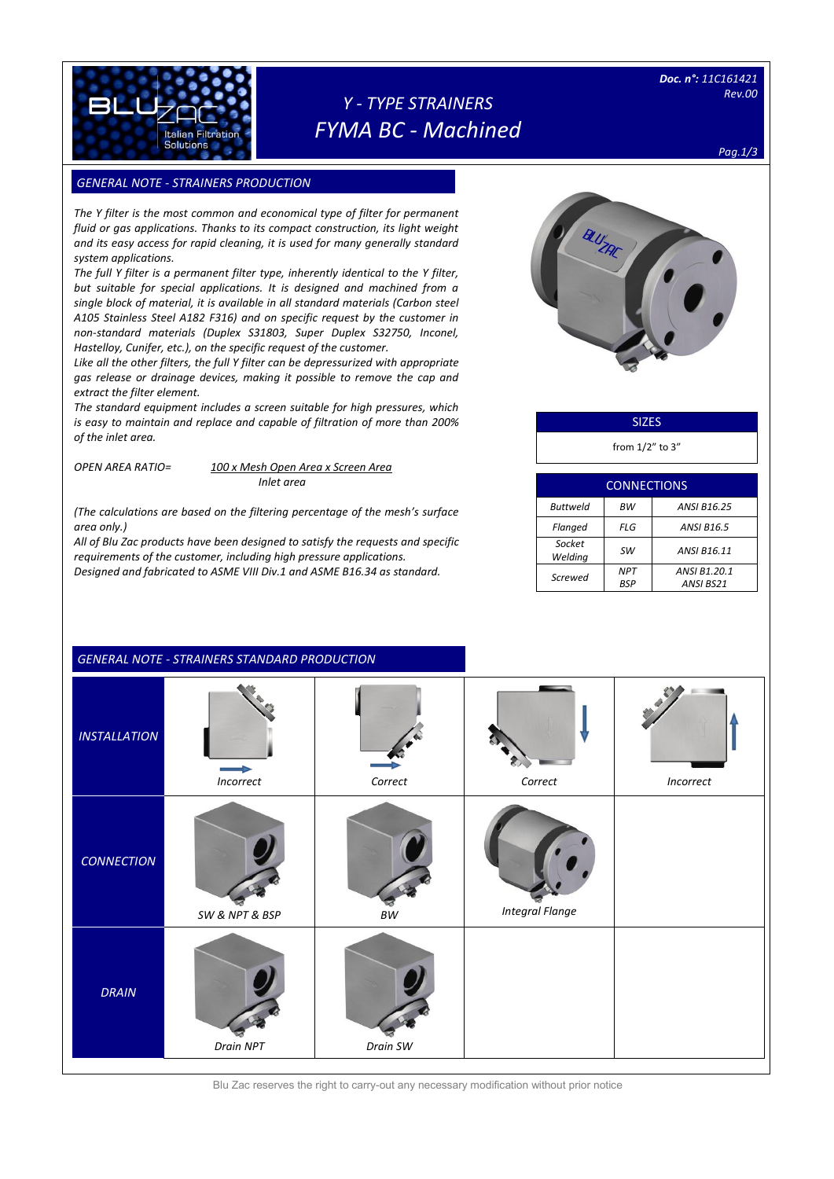# Y - TYPE STRAINERS
# FYMA BC - Machined

*Doc. n°: 11C161421*
*Rev.00*

## GENERAL NOTE - STRAINERS PRODUCTION

*The Y filter is the most common and economical type of filter for permanent fluid or gas applications. Thanks to its compact construction, its light weight and its easy access for rapid cleaning, it is used for many generally standard system applications.*

*The full Y filter is a permanent filter type, inherently identical to the Y filter, but suitable for special applications. It is designed and machined from a single block of material, it is available in all standard materials (Carbon steel A105 Stainless Steel A182 F316) and on specific request by the customer in non-standard materials (Duplex S31803, Super Duplex S32750, Inconel, Hastelloy, Cunifer, etc.), on the specific request of the customer.*

*Like all the other filters, the full Y filter can be depressurized with appropriate gas release or drainage devices, making it possible to remove the cap and extract the filter element.*

*The standard equipment includes a screen suitable for high pressures, which is easy to maintain and replace and capable of filtration of more than 200% of the inlet area.*

*OPEN AREA RATIO=* $\frac{100 \times \text{Mesh Open Area} \times \text{Screen Area}}{\text{Inlet area}}$

*(The calculations are based on the filtering percentage of the mesh's surface area only.)*

*All of Blu Zac products have been designed to satisfy the requests and specific requirements of the customer, including high pressure applications.*

*Designed and fabricated to ASME VIII Div.1 and ASME B16.34 as standard.*

| SIZES |
|---|
| from 1/2" to 3" |

| CONNECTIONS | | |
|---|---|---|
| Buttweld | BW | ANSI B16.25 |
| Flanged | FLG | ANSI B16.5 |
| Socket Welding | SW | ANSI B16.11 |
| Screwed | NPT<br>BSP | ANSI B1.20.1<br>ANSI BS21 |

## GENERAL NOTE - STRAINERS STANDARD PRODUCTION

| | | | | |
|---|---|---|---|---|
| INSTALLATION | Incorrect | Correct | Correct | Incorrect |
| CONNECTION | SW & NPT & BSP | BW | Integral Flange | |
| DRAIN | Drain NPT | Drain SW | | |

Blu Zac reserves the right to carry-out any necessary modification without prior notice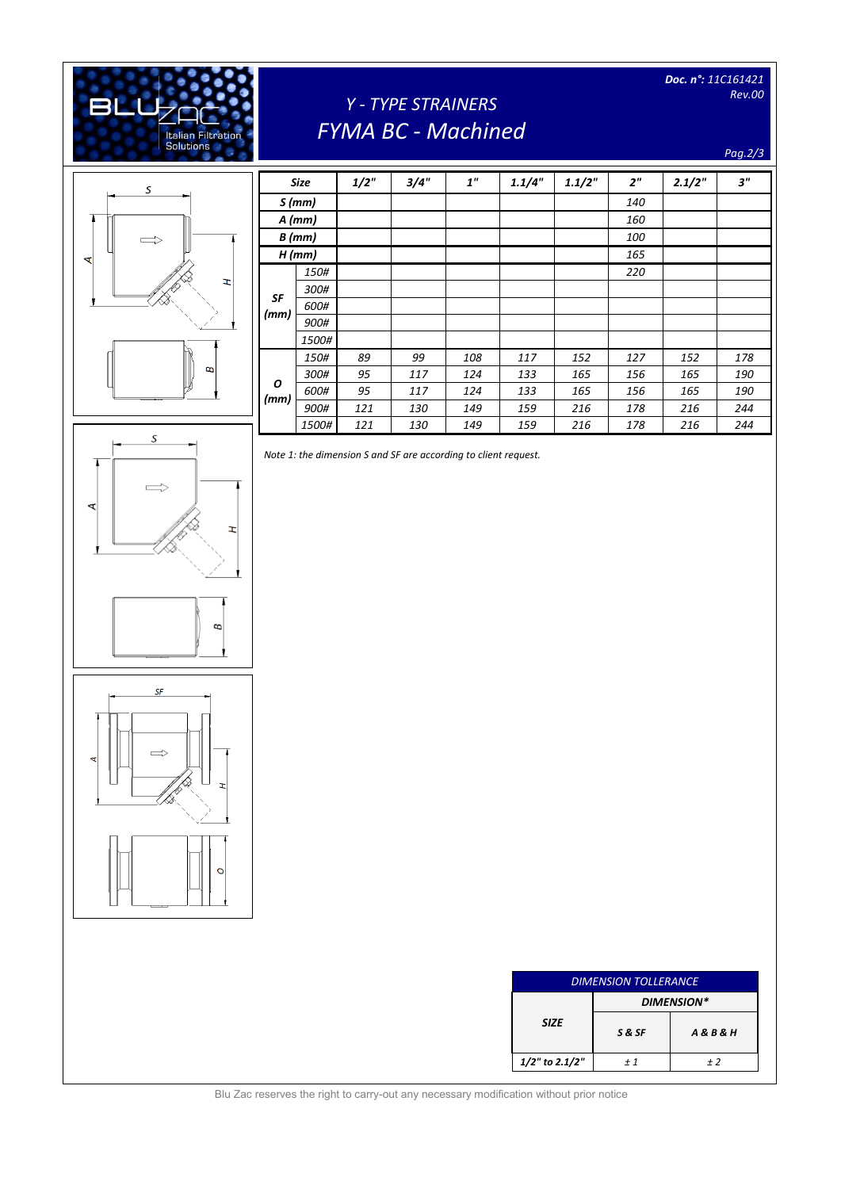# Y - TYPE STRAINERS
## FYMA BC - Machined

Doc. n°: 11C161421
Rev.00

| Size | | 1/2" | 3/4" | 1" | 1.1/4" | 1.1/2" | 2" | 2.1/2" | 3" |
|---|---|---|---|---|---|---|---|---|---|
| S (mm) | | | | | | | 140 | | |
| A (mm) | | | | | | | 160 | | |
| B (mm) | | | | | | | 100 | | |
| H (mm) | | | | | | | 165 | | |
| SF (mm) | 150# | | | | | | 220 | | |
| | 300# | | | | | | | | |
| | 600# | | | | | | | | |
| | 900# | | | | | | | | |
| | 1500# | | | | | | | | |
| O (mm) | 150# | 89 | 99 | 108 | 117 | 152 | 127 | 152 | 178 |
| | 300# | 95 | 117 | 124 | 133 | 165 | 156 | 165 | 190 |
| | 600# | 95 | 117 | 124 | 133 | 165 | 156 | 165 | 190 |
| | 900# | 121 | 130 | 149 | 159 | 216 | 178 | 216 | 244 |
| | 1500# | 121 | 130 | 149 | 159 | 216 | 178 | 216 | 244 |

*Note 1: the dimension S and SF are according to client request.*

| DIMENSION TOLLERANCE | | |
|---|---|---|
| SIZE | DIMENSION* | |
| | S & SF | A & B & H |
| 1/2" to 2.1/2" | ± 1 | ± 2 |

Blu Zac reserves the right to carry-out any necessary modification without prior notice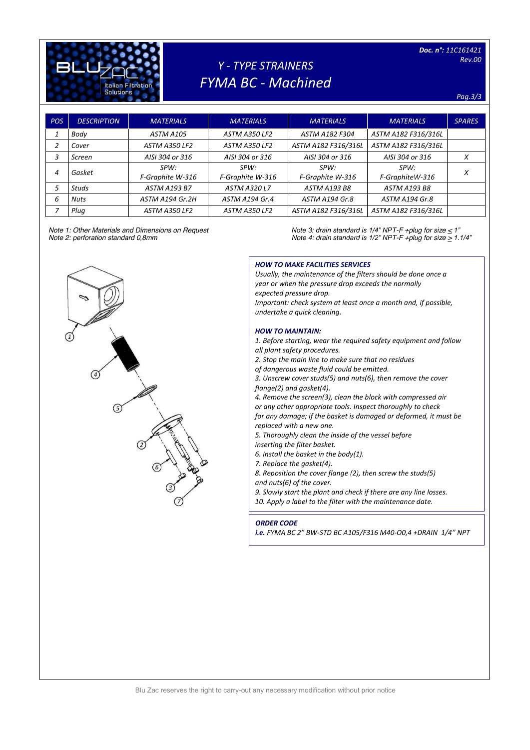# Y - TYPE STRAINERS
## FYMA BC - Machined

Doc. n°: 11C161421
Rev.00

| POS | DESCRIPTION | MATERIALS | MATERIALS | MATERIALS | MATERIALS | SPARES |
|---|---|---|---|---|---|---|
| 1 | Body | ASTM A105 | ASTM A350 LF2 | ASTM A182 F304 | ASTM A182 F316/316L | |
| 2 | Cover | ASTM A350 LF2 | ASTM A350 LF2 | ASTM A182 F316/316L | ASTM A182 F316/316L | |
| 3 | Screen | AISI 304 or 316 | AISI 304 or 316 | AISI 304 or 316 | AISI 304 or 316 | X |
| 4 | Gasket | SPW: F-Graphite W-316 | SPW: F-Graphite W-316 | SPW: F-Graphite W-316 | SPW: F-GraphiteW-316 | X |
| 5 | Studs | ASTM A193 B7 | ASTM A320 L7 | ASTM A193 B8 | ASTM A193 B8 | |
| 6 | Nuts | ASTM A194 Gr.2H | ASTM A194 Gr.4 | ASTM A194 Gr.8 | ASTM A194 Gr.8 | |
| 7 | Plug | ASTM A350 LF2 | ASTM A350 LF2 | ASTM A182 F316/316L | ASTM A182 F316/316L | |

*Note 1: Other Materials and Dimensions on Request*
*Note 2: perforation standard 0,8mm*
*Note 3: drain standard is 1/4" NPT-F +plug for size ≤ 1"*
*Note 4: drain standard is 1/2" NPT-F +plug for size ≥ 1.1/4"*

### HOW TO MAKE FACILITIES SERVICES

*Usually, the maintenance of the filters should be done once a year or when the pressure drop exceeds the normally expected pressure drop.*
*Important: check system at least once a month and, if possible, undertake a quick cleaning.*

### HOW TO MAINTAIN:

1. Before starting, wear the required safety equipment and follow all plant safety procedures.
2. Stop the main line to make sure that no residues of dangerous waste fluid could be emitted.
3. Unscrew cover studs(5) and nuts(6), then remove the cover flange(2) and gasket(4).
4. Remove the screen(3), clean the block with compressed air or any other appropriate tools. Inspect thoroughly to check for any damage; if the basket is damaged or deformed, it must be replaced with a new one.
5. Thoroughly clean the inside of the vessel before inserting the filter basket.
6. Install the basket in the body(1).
7. Replace the gasket(4).
8. Reposition the cover flange (2), then screw the studs(5) and nuts(6) of the cover.
9. Slowly start the plant and check if there are any line losses.
10. Apply a label to the filter with the maintenance date.

### ORDER CODE

***i.e.*** *FYMA BC 2" BW-STD BC A105/F316 M40-O0,4 +DRAIN 1/4" NPT*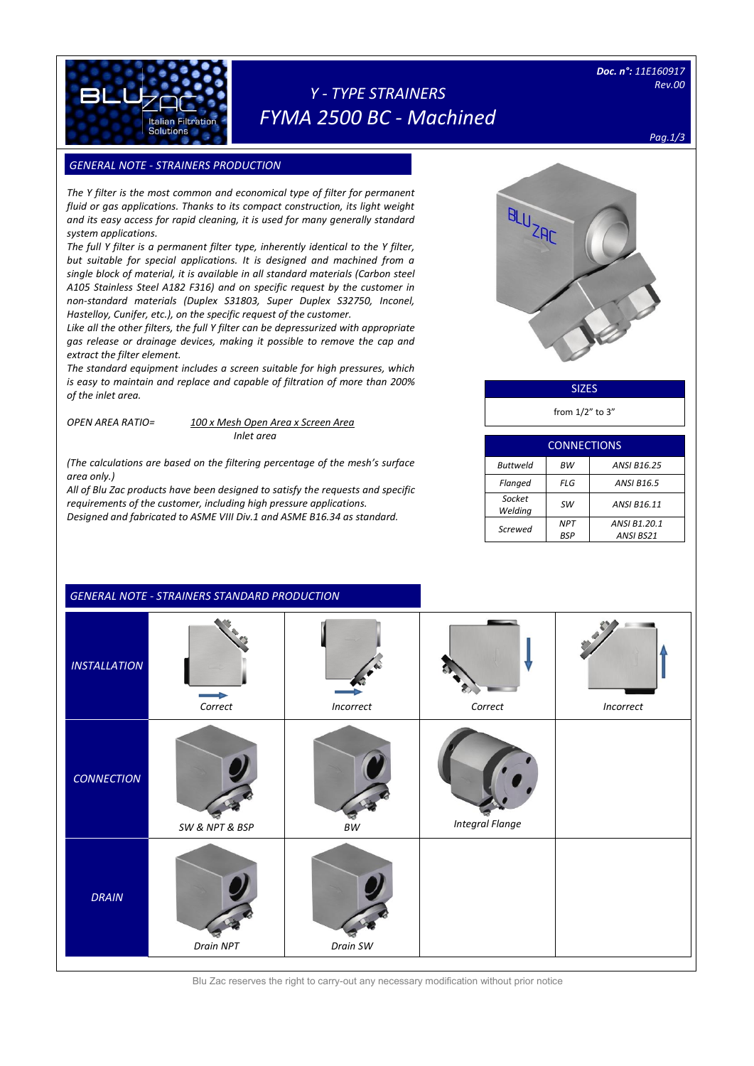# Y - TYPE STRAINERS

# FYMA 2500 BC - Machined

**Doc. n°:** 11E160917
Rev.00

## GENERAL NOTE - STRAINERS PRODUCTION

*The Y filter is the most common and economical type of filter for permanent fluid or gas applications. Thanks to its compact construction, its light weight and its easy access for rapid cleaning, it is used for many generally standard system applications.*

*The full Y filter is a permanent filter type, inherently identical to the Y filter, but suitable for special applications. It is designed and machined from a single block of material, it is available in all standard materials (Carbon steel A105 Stainless Steel A182 F316) and on specific request by the customer in non-standard materials (Duplex S31803, Super Duplex S32750, Inconel, Hastelloy, Cunifer, etc.), on the specific request of the customer.*

*Like all the other filters, the full Y filter can be depressurized with appropriate gas release or drainage devices, making it possible to remove the cap and extract the filter element.*

*The standard equipment includes a screen suitable for high pressures, which is easy to maintain and replace and capable of filtration of more than 200% of the inlet area.*

*OPEN AREA RATIO=* $\frac{100 \times \text{Mesh Open Area} \times \text{Screen Area}}{\text{Inlet area}}$

*(The calculations are based on the filtering percentage of the mesh's surface area only.)*

*All of Blu Zac products have been designed to satisfy the requests and specific requirements of the customer, including high pressure applications.*

*Designed and fabricated to ASME VIII Div.1 and ASME B16.34 as standard.*

| SIZES |
|---|
| from 1/2" to 3" |

| CONNECTIONS | | |
|---|---|---|
| Buttweld | BW | ANSI B16.25 |
| Flanged | FLG | ANSI B16.5 |
| Socket Welding | SW | ANSI B16.11 |
| Screwed | NPT BSP | ANSI B1.20.1 ANSI BS21 |

## GENERAL NOTE - STRAINERS STANDARD PRODUCTION

| | | | | |
|---|---|---|---|---|
| INSTALLATION | Correct | Incorrect | Correct | Incorrect |
| CONNECTION | SW & NPT & BSP | BW | Integral Flange | |
| DRAIN | Drain NPT | Drain SW | | |

Blu Zac reserves the right to carry-out any necessary modification without prior notice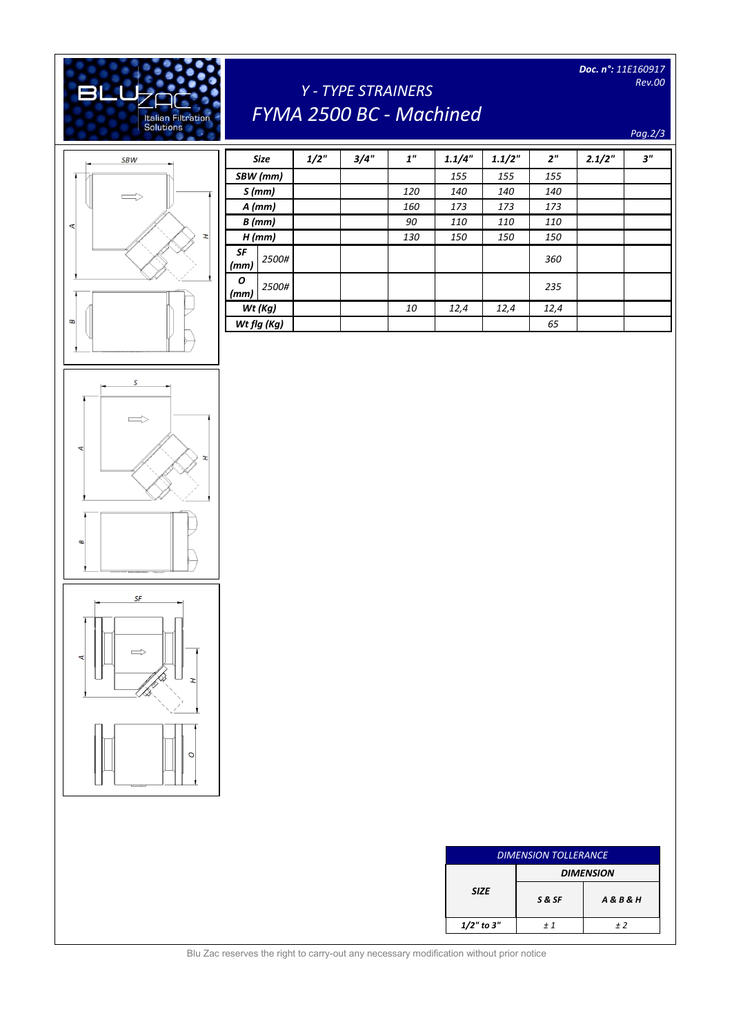# Y - TYPE STRAINERS

## FYMA 2500 BC - Machined

*Doc. n°: 11E160917*
*Rev.00*

| Size | | 1/2" | 3/4" | 1" | 1.1/4" | 1.1/2" | 2" | 2.1/2" | 3" |
|---|---|---|---|---|---|---|---|---|---|
| SBW (mm) | | | | | 155 | 155 | 155 | | |
| S (mm) | | | | 120 | 140 | 140 | 140 | | |
| A (mm) | | | | 160 | 173 | 173 | 173 | | |
| B (mm) | | | | 90 | 110 | 110 | 110 | | |
| H (mm) | | | | 130 | 150 | 150 | 150 | | |
| SF (mm) | 2500# | | | | | | 360 | | |
| O (mm) | 2500# | | | | | | 235 | | |
| Wt (Kg) | | | | 10 | 12,4 | 12,4 | 12,4 | | |
| Wt flg (Kg) | | | | | | | 65 | | |

| DIMENSION TOLLERANCE | | |
|---|---|---|
| SIZE | DIMENSION | |
| | S & SF | A & B & H |
| 1/2" to 3" | ± 1 | ± 2 |

Blu Zac reserves the right to carry-out any necessary modification without prior notice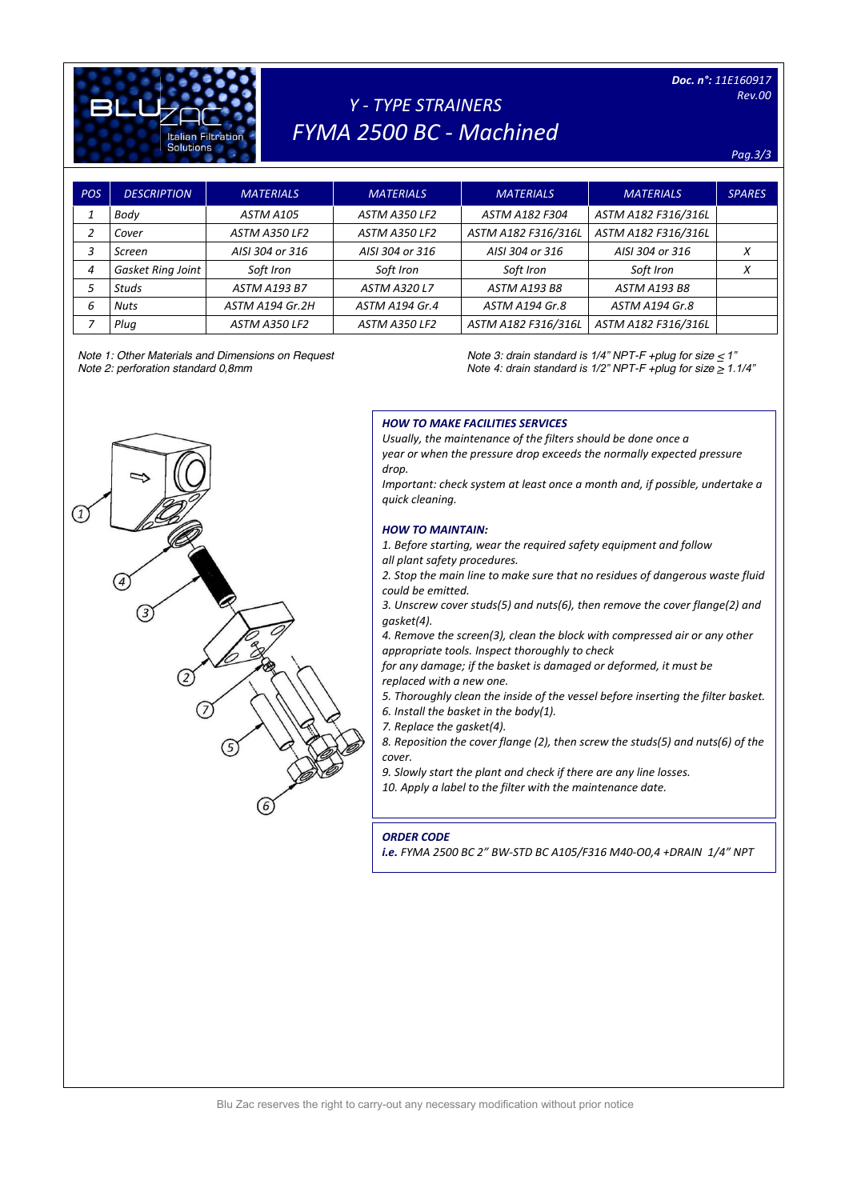# Y - TYPE STRAINERS

## FYMA 2500 BC - Machined

**Doc. n°:** 11E160917
Rev.00

| POS | DESCRIPTION | MATERIALS | MATERIALS | MATERIALS | MATERIALS | SPARES |
|---|---|---|---|---|---|---|
| 1 | Body | ASTM A105 | ASTM A350 LF2 | ASTM A182 F304 | ASTM A182 F316/316L | |
| 2 | Cover | ASTM A350 LF2 | ASTM A350 LF2 | ASTM A182 F316/316L | ASTM A182 F316/316L | |
| 3 | Screen | AISI 304 or 316 | AISI 304 or 316 | AISI 304 or 316 | AISI 304 or 316 | X |
| 4 | Gasket Ring Joint | Soft Iron | Soft Iron | Soft Iron | Soft Iron | X |
| 5 | Studs | ASTM A193 B7 | ASTM A320 L7 | ASTM A193 B8 | ASTM A193 B8 | |
| 6 | Nuts | ASTM A194 Gr.2H | ASTM A194 Gr.4 | ASTM A194 Gr.8 | ASTM A194 Gr.8 | |
| 7 | Plug | ASTM A350 LF2 | ASTM A350 LF2 | ASTM A182 F316/316L | ASTM A182 F316/316L | |

*Note 1: Other Materials and Dimensions on Request*
*Note 2: perforation standard 0,8mm*

*Note 3: drain standard is 1/4" NPT-F +plug for size ≤ 1"*
*Note 4: drain standard is 1/2" NPT-F +plug for size ≥ 1.1/4"*

1
4
3
2
7
5
6

### HOW TO MAKE FACILITIES SERVICES

*Usually, the maintenance of the filters should be done once a year or when the pressure drop exceeds the normally expected pressure drop.*
*Important: check system at least once a month and, if possible, undertake a quick cleaning.*

### HOW TO MAINTAIN:

*1. Before starting, wear the required safety equipment and follow all plant safety procedures.*
*2. Stop the main line to make sure that no residues of dangerous waste fluid could be emitted.*
*3. Unscrew cover studs(5) and nuts(6), then remove the cover flange(2) and gasket(4).*
*4. Remove the screen(3), clean the block with compressed air or any other appropriate tools. Inspect thoroughly to check for any damage; if the basket is damaged or deformed, it must be replaced with a new one.*
*5. Thoroughly clean the inside of the vessel before inserting the filter basket.*
*6. Install the basket in the body(1).*
*7. Replace the gasket(4).*
*8. Reposition the cover flange (2), then screw the studs(5) and nuts(6) of the cover.*
*9. Slowly start the plant and check if there are any line losses.*
*10. Apply a label to the filter with the maintenance date.*

### ORDER CODE

***i.e.*** *FYMA 2500 BC 2" BW-STD BC A105/F316 M40-O0,4 +DRAIN 1/4" NPT*

Blu Zac reserves the right to carry-out any necessary modification without prior notice